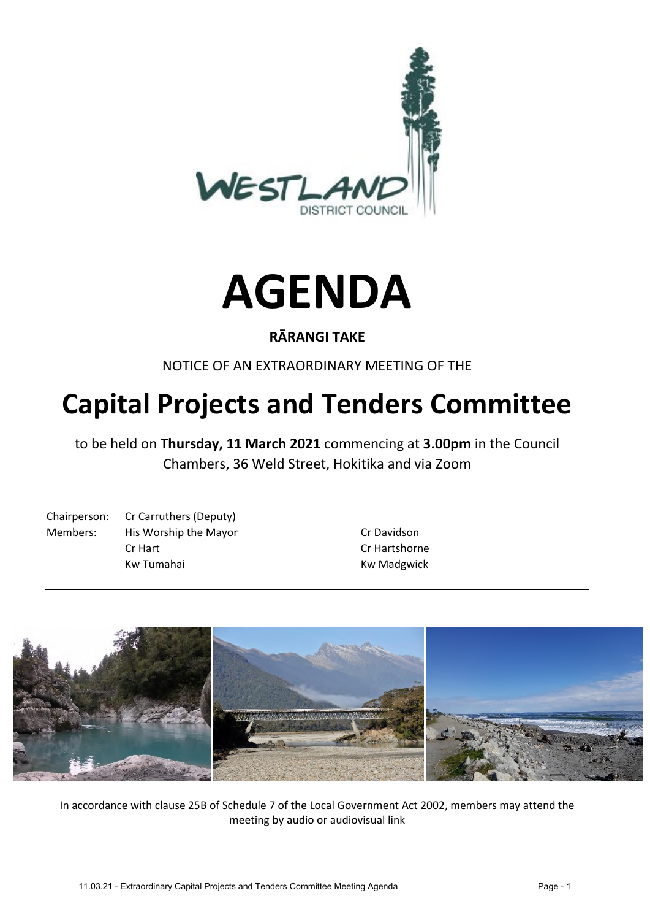# AGENDA

**RĀRANGI TAKE**

NOTICE OF AN EXTRAORDINARY MEETING OF THE

# Capital Projects and Tenders Committee

to be held on **Thursday, 11 March 2021** commencing at **3.00pm** in the Council Chambers, 36 Weld Street, Hokitika and via Zoom

| | | |
|---|---|---|
| Chairperson: | Cr Carruthers (Deputy) | |
| Members: | His Worship the Mayor | Cr Davidson |
| | Cr Hart | Cr Hartshorne |
| | Kw Tumahai | Kw Madgwick |

In accordance with clause 25B of Schedule 7 of the Local Government Act 2002, members may attend the meeting by audio or audiovisual link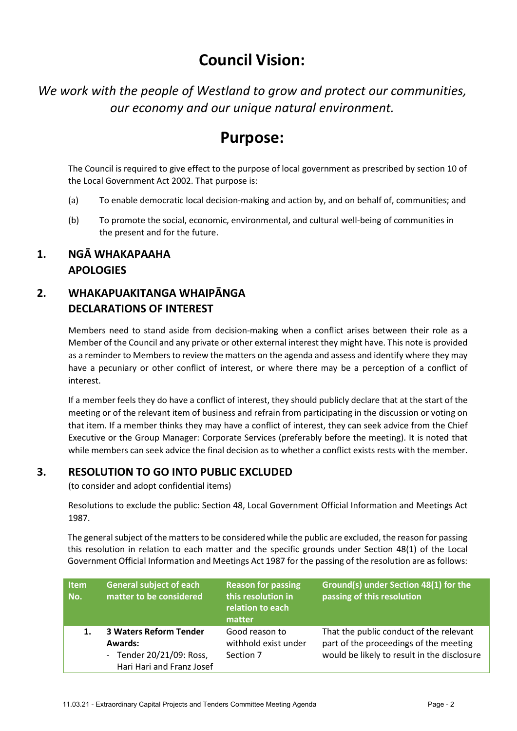# Council Vision:

*We work with the people of Westland to grow and protect our communities, our economy and our unique natural environment.*

# Purpose:

The Council is required to give effect to the purpose of local government as prescribed by section 10 of the Local Government Act 2002. That purpose is:

(a) To enable democratic local decision-making and action by, and on behalf of, communities; and

(b) To promote the social, economic, environmental, and cultural well-being of communities in the present and for the future.

## 1. NGĀ WHAKAPAAHA APOLOGIES

## 2. WHAKAPUAKITANGA WHAIPĀNGA DECLARATIONS OF INTEREST

Members need to stand aside from decision-making when a conflict arises between their role as a Member of the Council and any private or other external interest they might have. This note is provided as a reminder to Members to review the matters on the agenda and assess and identify where they may have a pecuniary or other conflict of interest, or where there may be a perception of a conflict of interest.

If a member feels they do have a conflict of interest, they should publicly declare that at the start of the meeting or of the relevant item of business and refrain from participating in the discussion or voting on that item. If a member thinks they may have a conflict of interest, they can seek advice from the Chief Executive or the Group Manager: Corporate Services (preferably before the meeting). It is noted that while members can seek advice the final decision as to whether a conflict exists rests with the member.

## 3. RESOLUTION TO GO INTO PUBLIC EXCLUDED

(to consider and adopt confidential items)

Resolutions to exclude the public: Section 48, Local Government Official Information and Meetings Act 1987.

The general subject of the matters to be considered while the public are excluded, the reason for passing this resolution in relation to each matter and the specific grounds under Section 48(1) of the Local Government Official Information and Meetings Act 1987 for the passing of the resolution are as follows:

| Item No. | General subject of each matter to be considered | Reason for passing this resolution in relation to each matter | Ground(s) under Section 48(1) for the passing of this resolution |
|---|---|---|---|
| 1. | **3 Waters Reform Tender Awards:** - Tender 20/21/09: Ross, Hari Hari and Franz Josef | Good reason to withhold exist under Section 7 | That the public conduct of the relevant part of the proceedings of the meeting would be likely to result in the disclosure |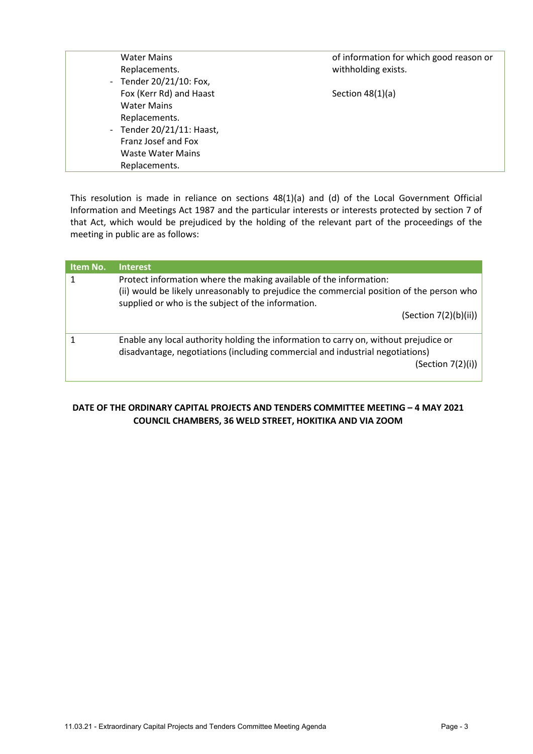| | | |
|---|---|---|
| | Water Mains Replacements.<br>- Tender 20/21/10: Fox, Fox (Kerr Rd) and Haast Water Mains Replacements.<br>- Tender 20/21/11: Haast, Franz Josef and Fox Waste Water Mains Replacements. | of information for which good reason or withholding exists.<br><br>Section 48(1)(a) |

This resolution is made in reliance on sections 48(1)(a) and (d) of the Local Government Official Information and Meetings Act 1987 and the particular interests or interests protected by section 7 of that Act, which would be prejudiced by the holding of the relevant part of the proceedings of the meeting in public are as follows:

| Item No. | Interest |
|---|---|
| 1 | Protect information where the making available of the information:<br>(ii) would be likely unreasonably to prejudice the commercial position of the person who supplied or who is the subject of the information.<br>(Section 7(2)(b)(ii)) |
| 1 | Enable any local authority holding the information to carry on, without prejudice or disadvantage, negotiations (including commercial and industrial negotiations)<br>(Section 7(2)(i)) |

**DATE OF THE ORDINARY CAPITAL PROJECTS AND TENDERS COMMITTEE MEETING – 4 MAY 2021**
**COUNCIL CHAMBERS, 36 WELD STREET, HOKITIKA AND VIA ZOOM**